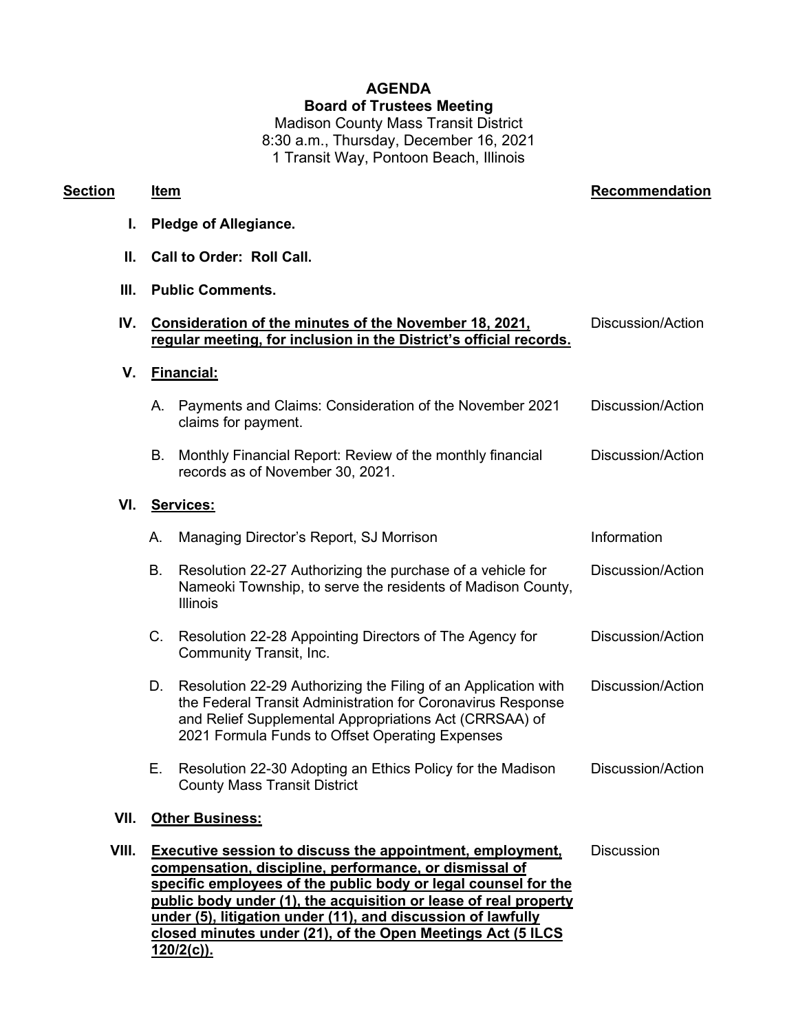# AGENDA

## Board of Trustees Meeting

Madison County Mass Transit District
8:30 a.m., Thursday, December 16, 2021
1 Transit Way, Pontoon Beach, Illinois

| Section | | Item | Recommendation |
|---|---|---|---|
| I. | | **Pledge of Allegiance.** | |
| II. | | **Call to Order: Roll Call.** | |
| III. | | **Public Comments.** | |
| IV. | | **Consideration of the minutes of the November 18, 2021, regular meeting, for inclusion in the District's official records.** | Discussion/Action |
| V. | | **Financial:** | |
| | A. | Payments and Claims: Consideration of the November 2021 claims for payment. | Discussion/Action |
| | B. | Monthly Financial Report: Review of the monthly financial records as of November 30, 2021. | Discussion/Action |
| VI. | | **Services:** | |
| | A. | Managing Director's Report, SJ Morrison | Information |
| | B. | Resolution 22-27 Authorizing the purchase of a vehicle for Nameoki Township, to serve the residents of Madison County, Illinois | Discussion/Action |
| | C. | Resolution 22-28 Appointing Directors of The Agency for Community Transit, Inc. | Discussion/Action |
| | D. | Resolution 22-29 Authorizing the Filing of an Application with the Federal Transit Administration for Coronavirus Response and Relief Supplemental Appropriations Act (CRRSAA) of 2021 Formula Funds to Offset Operating Expenses | Discussion/Action |
| | E. | Resolution 22-30 Adopting an Ethics Policy for the Madison County Mass Transit District | Discussion/Action |
| VII. | | **Other Business:** | |
| VIII. | | **Executive session to discuss the appointment, employment, compensation, discipline, performance, or dismissal of specific employees of the public body or legal counsel for the public body under (1), the acquisition or lease of real property under (5), litigation under (11), and discussion of lawfully closed minutes under (21), of the Open Meetings Act (5 ILCS 120/2(c)).** | Discussion |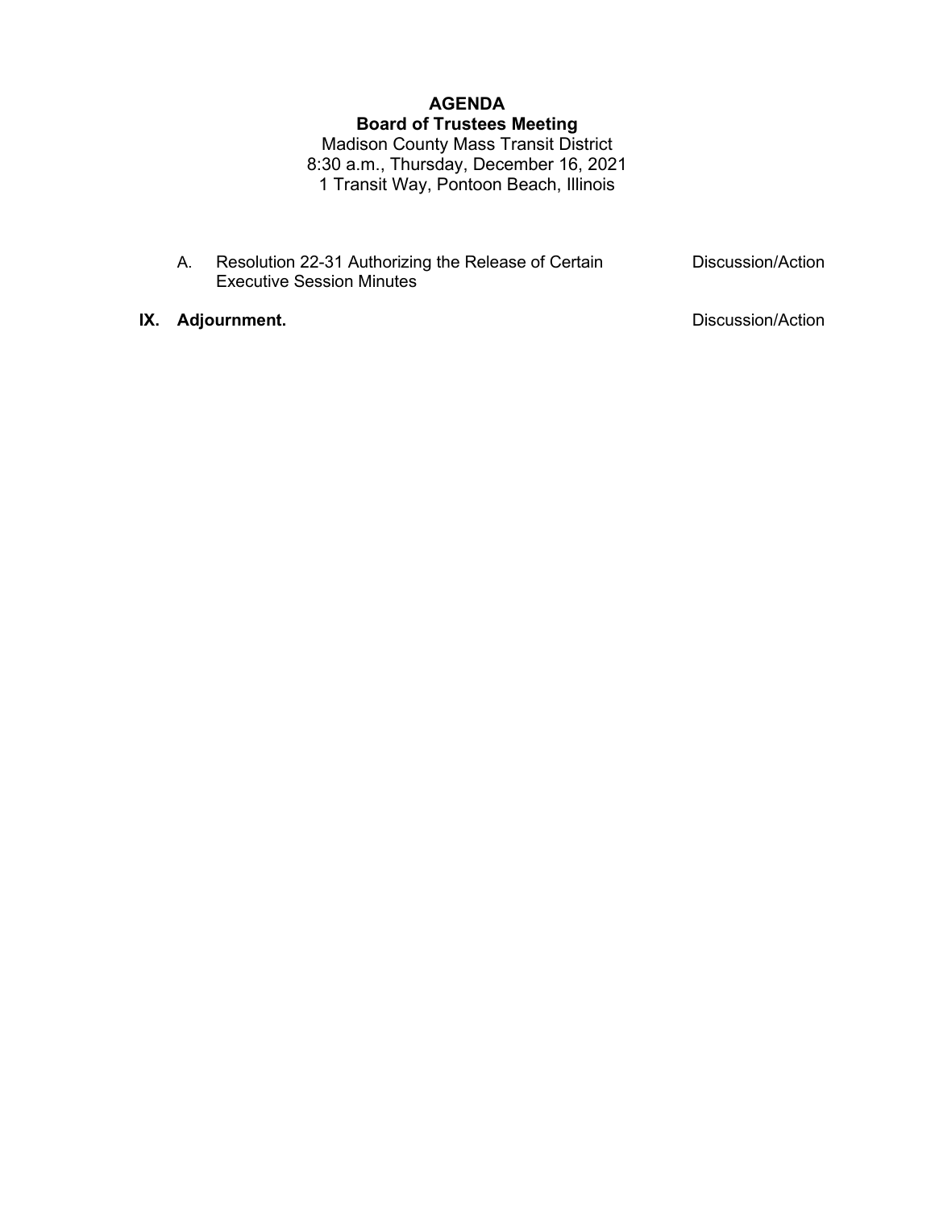**AGENDA**
**Board of Trustees Meeting**
Madison County Mass Transit District
8:30 a.m., Thursday, December 16, 2021
1 Transit Way, Pontoon Beach, Illinois

A. Resolution 22-31 Authorizing the Release of Certain Executive Session Minutes — Discussion/Action

**IX. Adjournment.** — Discussion/Action